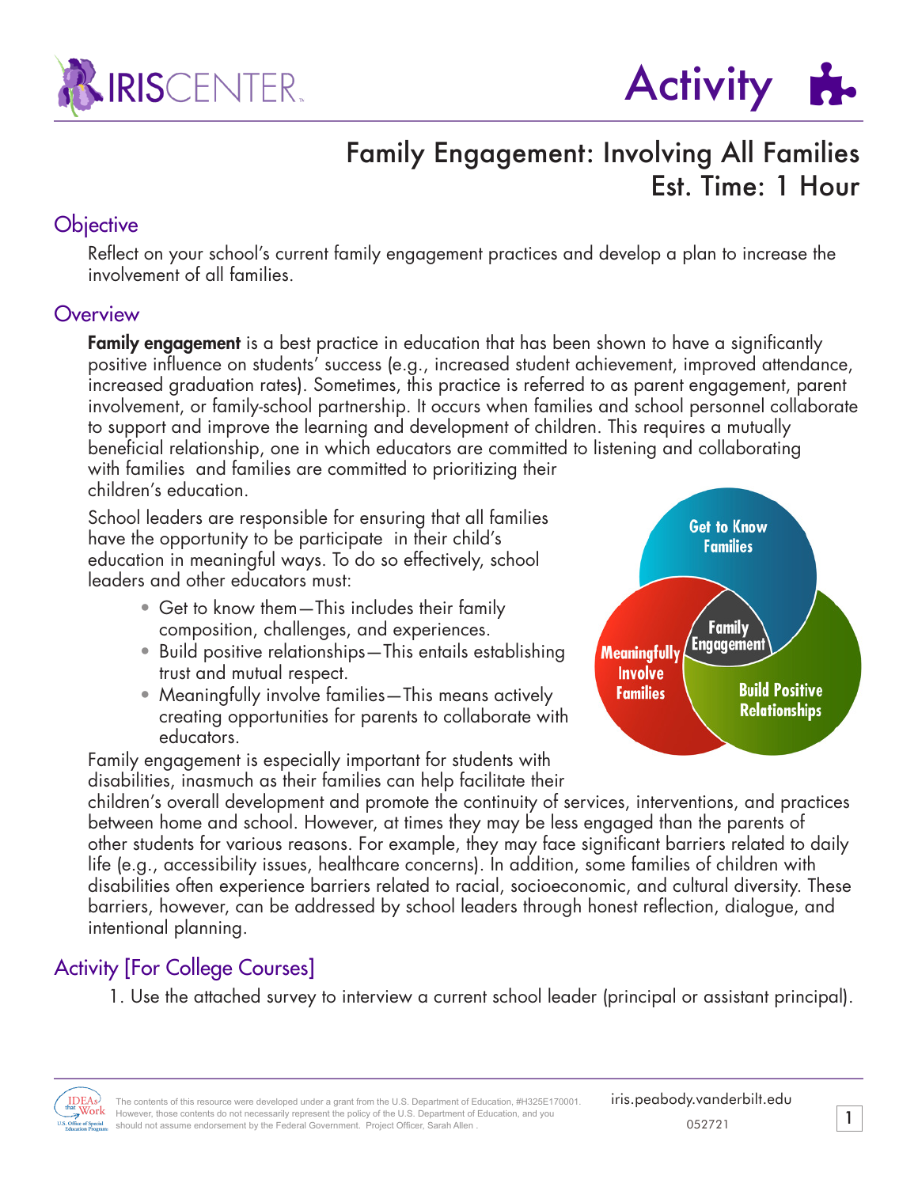# Family Engagement: Involving All Families

Est. Time: 1 Hour

## Objective

Reflect on your school's current family engagement practices and develop a plan to increase the involvement of all families.

## Overview

**Family engagement** is a best practice in education that has been shown to have a significantly positive influence on students' success (e.g., increased student achievement, improved attendance, increased graduation rates). Sometimes, this practice is referred to as parent engagement, parent involvement, or family-school partnership. It occurs when families and school personnel collaborate to support and improve the learning and development of children. This requires a mutually beneficial relationship, one in which educators are committed to listening and collaborating with families and families are committed to prioritizing their children's education.

School leaders are responsible for ensuring that all families have the opportunity to be participate in their child's education in meaningful ways. To do so effectively, school leaders and other educators must:

- Get to know them—This includes their family composition, challenges, and experiences.
- Build positive relationships—This entails establishing trust and mutual respect.
- Meaningfully involve families—This means actively creating opportunities for parents to collaborate with educators.

Get to Know Families | Build Positive Relationships | Meaningfully Involve Families | Family Engagement

Family engagement is especially important for students with disabilities, inasmuch as their families can help facilitate their children's overall development and promote the continuity of services, interventions, and practices between home and school. However, at times they may be less engaged than the parents of other students for various reasons. For example, they may face significant barriers related to daily life (e.g., accessibility issues, healthcare concerns). In addition, some families of children with disabilities often experience barriers related to racial, socioeconomic, and cultural diversity. These barriers, however, can be addressed by school leaders through honest reflection, dialogue, and intentional planning.

## Activity [For College Courses]

1. Use the attached survey to interview a current school leader (principal or assistant principal).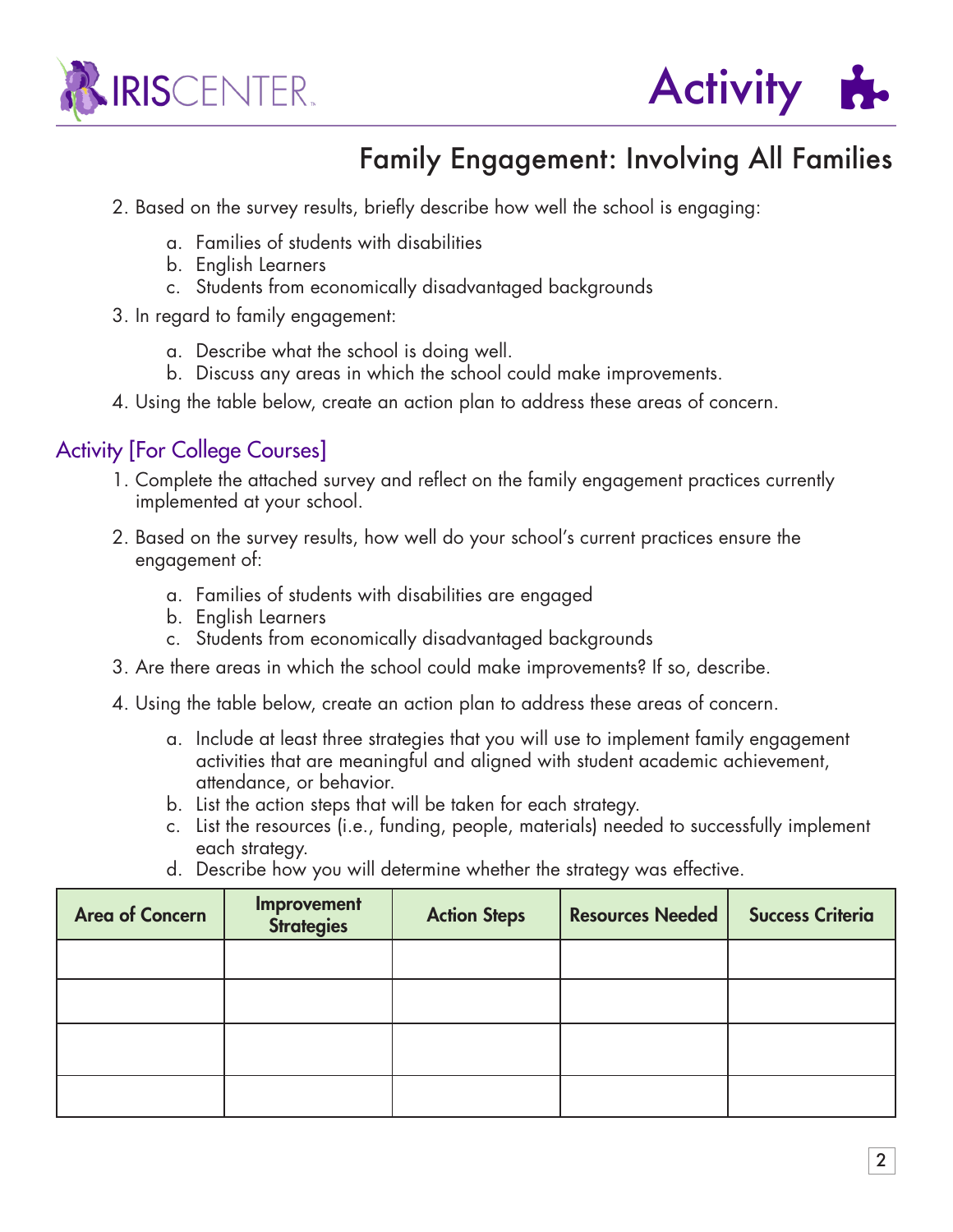# Family Engagement: Involving All Families

2. Based on the survey results, briefly describe how well the school is engaging:

    a. Families of students with disabilities
    b. English Learners
    c. Students from economically disadvantaged backgrounds

3. In regard to family engagement:

    a. Describe what the school is doing well.
    b. Discuss any areas in which the school could make improvements.

4. Using the table below, create an action plan to address these areas of concern.

## Activity [For College Courses]

1. Complete the attached survey and reflect on the family engagement practices currently implemented at your school.

2. Based on the survey results, how well do your school's current practices ensure the engagement of:

    a. Families of students with disabilities are engaged
    b. English Learners
    c. Students from economically disadvantaged backgrounds

3. Are there areas in which the school could make improvements? If so, describe.

4. Using the table below, create an action plan to address these areas of concern.

    a. Include at least three strategies that you will use to implement family engagement activities that are meaningful and aligned with student academic achievement, attendance, or behavior.
    b. List the action steps that will be taken for each strategy.
    c. List the resources (i.e., funding, people, materials) needed to successfully implement each strategy.
    d. Describe how you will determine whether the strategy was effective.

| Area of Concern | Improvement Strategies | Action Steps | Resources Needed | Success Criteria |
| --- | --- | --- | --- | --- |
| | | | | |
| | | | | |
| | | | | |
| | | | | |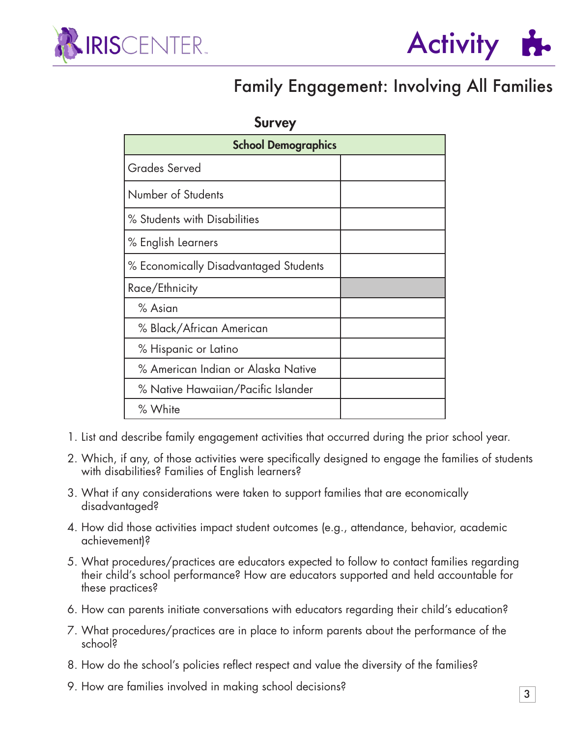# Family Engagement: Involving All Families

## Survey

| School Demographics | |
|---|---|
| Grades Served | |
| Number of Students | |
| % Students with Disabilities | |
| % English Learners | |
| % Economically Disadvantaged Students | |
| Race/Ethnicity | |
| % Asian | |
| % Black/African American | |
| % Hispanic or Latino | |
| % American Indian or Alaska Native | |
| % Native Hawaiian/Pacific Islander | |
| % White | |

1. List and describe family engagement activities that occurred during the prior school year.
2. Which, if any, of those activities were specifically designed to engage the families of students with disabilities? Families of English learners?
3. What if any considerations were taken to support families that are economically disadvantaged?
4. How did those activities impact student outcomes (e.g., attendance, behavior, academic achievement)?
5. What procedures/practices are educators expected to follow to contact families regarding their child's school performance? How are educators supported and held accountable for these practices?
6. How can parents initiate conversations with educators regarding their child's education?
7. What procedures/practices are in place to inform parents about the performance of the school?
8. How do the school's policies reflect respect and value the diversity of the families?
9. How are families involved in making school decisions?